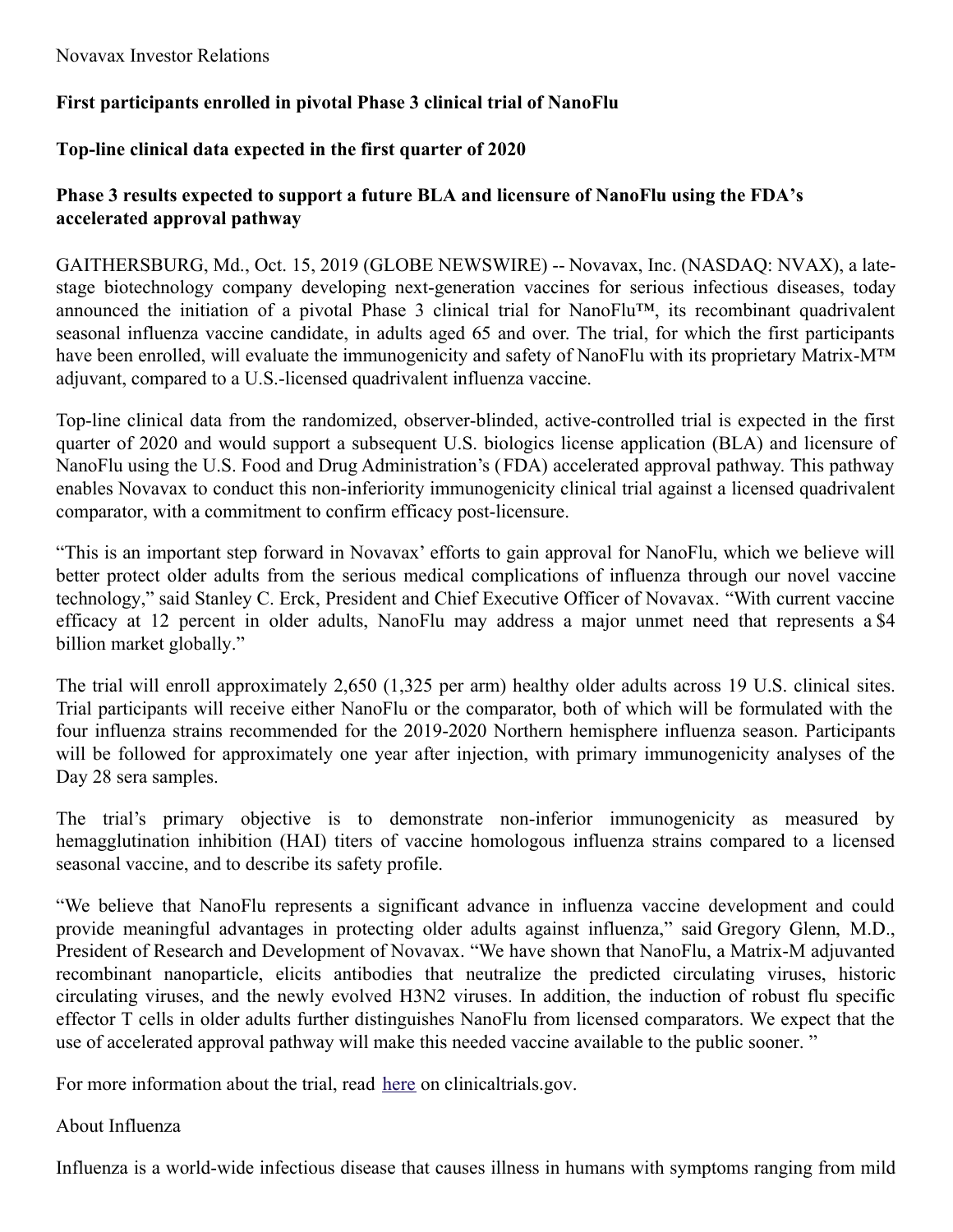Novavax Investor Relations

**First participants enrolled in pivotal Phase 3 clinical trial of NanoFlu**

**Top-line clinical data expected in the first quarter of 2020**

**Phase 3 results expected to support a future BLA and licensure of NanoFlu using the FDA's accelerated approval pathway**

GAITHERSBURG, Md., Oct. 15, 2019 (GLOBE NEWSWIRE) -- Novavax, Inc. (NASDAQ: NVAX), a late-stage biotechnology company developing next-generation vaccines for serious infectious diseases, today announced the initiation of a pivotal Phase 3 clinical trial for NanoFlu™, its recombinant quadrivalent seasonal influenza vaccine candidate, in adults aged 65 and over. The trial, for which the first participants have been enrolled, will evaluate the immunogenicity and safety of NanoFlu with its proprietary Matrix-M™ adjuvant, compared to a U.S.-licensed quadrivalent influenza vaccine.

Top-line clinical data from the randomized, observer-blinded, active-controlled trial is expected in the first quarter of 2020 and would support a subsequent U.S. biologics license application (BLA) and licensure of NanoFlu using the U.S. Food and Drug Administration's (FDA) accelerated approval pathway. This pathway enables Novavax to conduct this non-inferiority immunogenicity clinical trial against a licensed quadrivalent comparator, with a commitment to confirm efficacy post-licensure.

"This is an important step forward in Novavax' efforts to gain approval for NanoFlu, which we believe will better protect older adults from the serious medical complications of influenza through our novel vaccine technology," said Stanley C. Erck, President and Chief Executive Officer of Novavax. "With current vaccine efficacy at 12 percent in older adults, NanoFlu may address a major unmet need that represents a $4 billion market globally."

The trial will enroll approximately 2,650 (1,325 per arm) healthy older adults across 19 U.S. clinical sites. Trial participants will receive either NanoFlu or the comparator, both of which will be formulated with the four influenza strains recommended for the 2019-2020 Northern hemisphere influenza season. Participants will be followed for approximately one year after injection, with primary immunogenicity analyses of the Day 28 sera samples.

The trial's primary objective is to demonstrate non-inferior immunogenicity as measured by hemagglutination inhibition (HAI) titers of vaccine homologous influenza strains compared to a licensed seasonal vaccine, and to describe its safety profile.

"We believe that NanoFlu represents a significant advance in influenza vaccine development and could provide meaningful advantages in protecting older adults against influenza," said Gregory Glenn, M.D., President of Research and Development of Novavax. "We have shown that NanoFlu, a Matrix-M adjuvanted recombinant nanoparticle, elicits antibodies that neutralize the predicted circulating viruses, historic circulating viruses, and the newly evolved H3N2 viruses. In addition, the induction of robust flu specific effector T cells in older adults further distinguishes NanoFlu from licensed comparators. We expect that the use of accelerated approval pathway will make this needed vaccine available to the public sooner."

For more information about the trial, read here on clinicaltrials.gov.

About Influenza

Influenza is a world-wide infectious disease that causes illness in humans with symptoms ranging from mild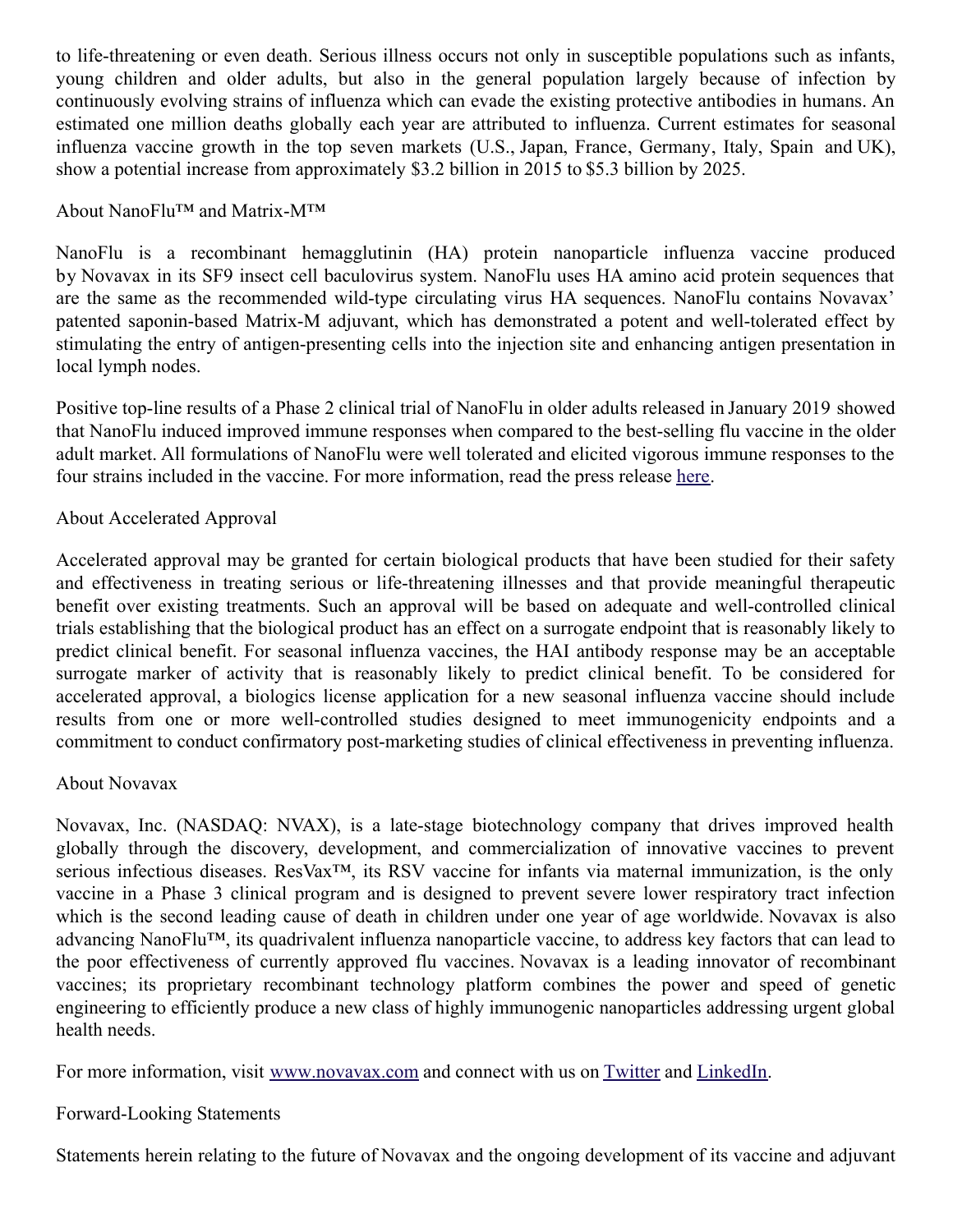to life-threatening or even death. Serious illness occurs not only in susceptible populations such as infants, young children and older adults, but also in the general population largely because of infection by continuously evolving strains of influenza which can evade the existing protective antibodies in humans. An estimated one million deaths globally each year are attributed to influenza. Current estimates for seasonal influenza vaccine growth in the top seven markets (U.S., Japan, France, Germany, Italy, Spain and UK), show a potential increase from approximately $3.2 billion in 2015 to $5.3 billion by 2025.

## About NanoFlu™ and Matrix-M™

NanoFlu is a recombinant hemagglutinin (HA) protein nanoparticle influenza vaccine produced by Novavax in its SF9 insect cell baculovirus system. NanoFlu uses HA amino acid protein sequences that are the same as the recommended wild-type circulating virus HA sequences. NanoFlu contains Novavax' patented saponin-based Matrix-M adjuvant, which has demonstrated a potent and well-tolerated effect by stimulating the entry of antigen-presenting cells into the injection site and enhancing antigen presentation in local lymph nodes.

Positive top-line results of a Phase 2 clinical trial of NanoFlu in older adults released in January 2019 showed that NanoFlu induced improved immune responses when compared to the best-selling flu vaccine in the older adult market. All formulations of NanoFlu were well tolerated and elicited vigorous immune responses to the four strains included in the vaccine. For more information, read the press release here.

## About Accelerated Approval

Accelerated approval may be granted for certain biological products that have been studied for their safety and effectiveness in treating serious or life-threatening illnesses and that provide meaningful therapeutic benefit over existing treatments. Such an approval will be based on adequate and well-controlled clinical trials establishing that the biological product has an effect on a surrogate endpoint that is reasonably likely to predict clinical benefit. For seasonal influenza vaccines, the HAI antibody response may be an acceptable surrogate marker of activity that is reasonably likely to predict clinical benefit. To be considered for accelerated approval, a biologics license application for a new seasonal influenza vaccine should include results from one or more well-controlled studies designed to meet immunogenicity endpoints and a commitment to conduct confirmatory post-marketing studies of clinical effectiveness in preventing influenza.

## About Novavax

Novavax, Inc. (NASDAQ: NVAX), is a late-stage biotechnology company that drives improved health globally through the discovery, development, and commercialization of innovative vaccines to prevent serious infectious diseases. ResVax™, its RSV vaccine for infants via maternal immunization, is the only vaccine in a Phase 3 clinical program and is designed to prevent severe lower respiratory tract infection which is the second leading cause of death in children under one year of age worldwide. Novavax is also advancing NanoFlu™, its quadrivalent influenza nanoparticle vaccine, to address key factors that can lead to the poor effectiveness of currently approved flu vaccines. Novavax is a leading innovator of recombinant vaccines; its proprietary recombinant technology platform combines the power and speed of genetic engineering to efficiently produce a new class of highly immunogenic nanoparticles addressing urgent global health needs.

For more information, visit www.novavax.com and connect with us on Twitter and LinkedIn.

## Forward-Looking Statements

Statements herein relating to the future of Novavax and the ongoing development of its vaccine and adjuvant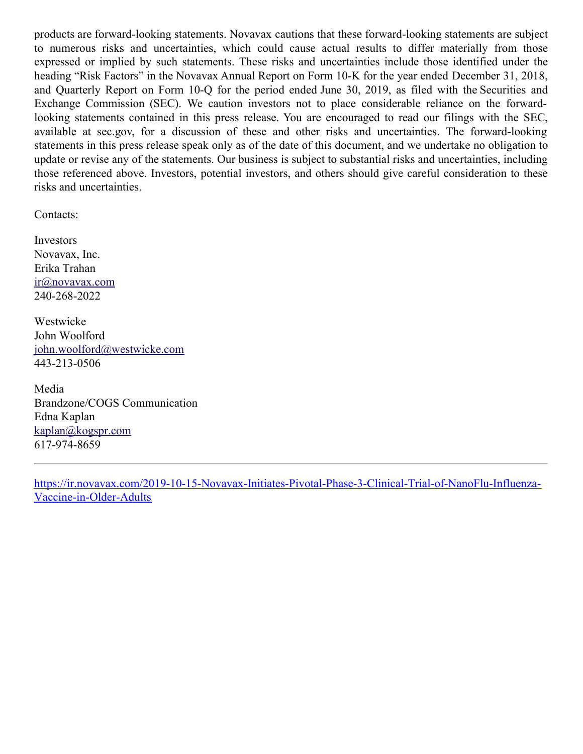products are forward-looking statements. Novavax cautions that these forward-looking statements are subject to numerous risks and uncertainties, which could cause actual results to differ materially from those expressed or implied by such statements. These risks and uncertainties include those identified under the heading "Risk Factors" in the Novavax Annual Report on Form 10-K for the year ended December 31, 2018, and Quarterly Report on Form 10-Q for the period ended June 30, 2019, as filed with the Securities and Exchange Commission (SEC). We caution investors not to place considerable reliance on the forward-looking statements contained in this press release. You are encouraged to read our filings with the SEC, available at sec.gov, for a discussion of these and other risks and uncertainties. The forward-looking statements in this press release speak only as of the date of this document, and we undertake no obligation to update or revise any of the statements. Our business is subject to substantial risks and uncertainties, including those referenced above. Investors, potential investors, and others should give careful consideration to these risks and uncertainties.

Contacts:

Investors
Novavax, Inc.
Erika Trahan
[ir@novavax.com](mailto:ir@novavax.com)
240-268-2022

Westwicke
John Woolford
[john.woolford@westwicke.com](mailto:john.woolford@westwicke.com)
443-213-0506

Media
Brandzone/COGS Communication
Edna Kaplan
[kaplan@kogspr.com](mailto:kaplan@kogspr.com)
617-974-8659

---

[https://ir.novavax.com/2019-10-15-Novavax-Initiates-Pivotal-Phase-3-Clinical-Trial-of-NanoFlu-Influenza-Vaccine-in-Older-Adults](https://ir.novavax.com/2019-10-15-Novavax-Initiates-Pivotal-Phase-3-Clinical-Trial-of-NanoFlu-Influenza-Vaccine-in-Older-Adults)